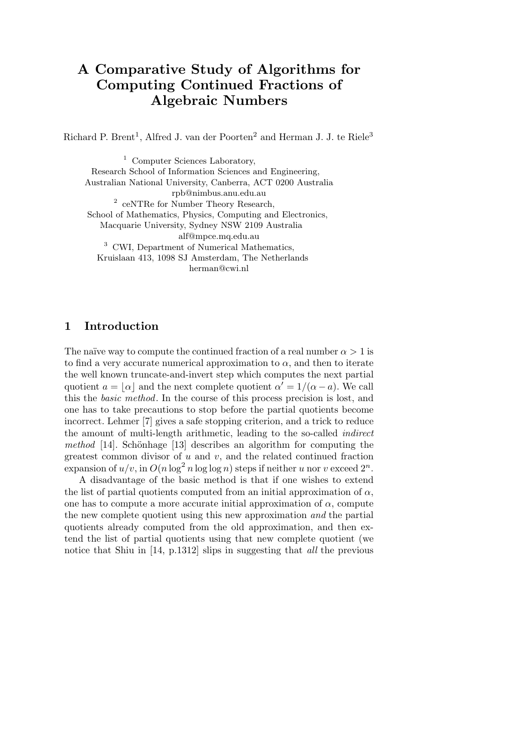# A Comparative Study of Algorithms for Computing Continued Fractions of Algebraic Numbers

Richard P. Brent[1], Alfred J. van der Poorten[2] and Herman J. J. te Riele[3]

[1] Computer Sciences Laboratory,
Research School of Information Sciences and Engineering,
Australian National University, Canberra, ACT 0200 Australia
rpb@nimbus.anu.edu.au

[2] ceNTRe for Number Theory Research,
School of Mathematics, Physics, Computing and Electronics,
Macquarie University, Sydney NSW 2109 Australia
alf@mpce.mq.edu.au

[3] CWI, Department of Numerical Mathematics,
Kruislaan 413, 1098 SJ Amsterdam, The Netherlands
herman@cwi.nl

## 1 Introduction

The naïve way to compute the continued fraction of a real number $\alpha > 1$ is to find a very accurate numerical approximation to $\alpha$, and then to iterate the well known truncate-and-invert step which computes the next partial quotient $a = \lfloor \alpha \rfloor$ and the next complete quotient $\alpha' = 1/(\alpha - a)$. We call this the *basic method*. In the course of this process precision is lost, and one has to take precautions to stop before the partial quotients become incorrect. Lehmer [7] gives a safe stopping criterion, and a trick to reduce the amount of multi-length arithmetic, leading to the so-called *indirect method* [14]. Schönhage [13] describes an algorithm for computing the greatest common divisor of $u$ and $v$, and the related continued fraction expansion of $u/v$, in $O(n \log^2 n \log \log n)$ steps if neither $u$ nor $v$ exceed $2^n$.

A disadvantage of the basic method is that if one wishes to extend the list of partial quotients computed from an initial approximation of $\alpha$, one has to compute a more accurate initial approximation of $\alpha$, compute the new complete quotient using this new approximation *and* the partial quotients already computed from the old approximation, and then extend the list of partial quotients using that new complete quotient (we notice that Shiu in [14, p.1312] slips in suggesting that *all* the previous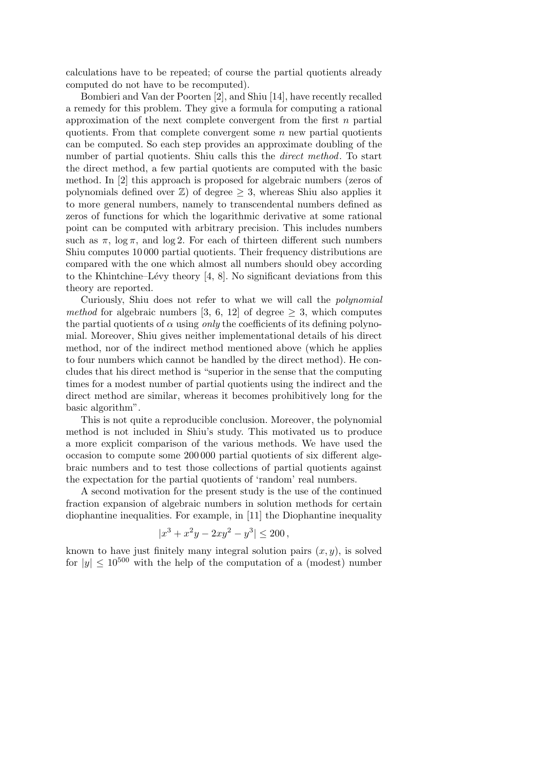calculations have to be repeated; of course the partial quotients already computed do not have to be recomputed).

Bombieri and Van der Poorten [2], and Shiu [14], have recently recalled a remedy for this problem. They give a formula for computing a rational approximation of the next complete convergent from the first $n$ partial quotients. From that complete convergent some $n$ new partial quotients can be computed. So each step provides an approximate doubling of the number of partial quotients. Shiu calls this the *direct method*. To start the direct method, a few partial quotients are computed with the basic method. In [2] this approach is proposed for algebraic numbers (zeros of polynomials defined over $\mathbb{Z}$) of degree $\geq 3$, whereas Shiu also applies it to more general numbers, namely to transcendental numbers defined as zeros of functions for which the logarithmic derivative at some rational point can be computed with arbitrary precision. This includes numbers such as $\pi$, $\log \pi$, and $\log 2$. For each of thirteen different such numbers Shiu computes 10 000 partial quotients. Their frequency distributions are compared with the one which almost all numbers should obey according to the Khintchine–Lévy theory [4, 8]. No significant deviations from this theory are reported.

Curiously, Shiu does not refer to what we will call the *polynomial method* for algebraic numbers [3, 6, 12] of degree $\geq 3$, which computes the partial quotients of $\alpha$ using *only* the coefficients of its defining polynomial. Moreover, Shiu gives neither implementational details of his direct method, nor of the indirect method mentioned above (which he applies to four numbers which cannot be handled by the direct method). He concludes that his direct method is "superior in the sense that the computing times for a modest number of partial quotients using the indirect and the direct method are similar, whereas it becomes prohibitively long for the basic algorithm".

This is not quite a reproducible conclusion. Moreover, the polynomial method is not included in Shiu's study. This motivated us to produce a more explicit comparison of the various methods. We have used the occasion to compute some 200 000 partial quotients of six different algebraic numbers and to test those collections of partial quotients against the expectation for the partial quotients of 'random' real numbers.

A second motivation for the present study is the use of the continued fraction expansion of algebraic numbers in solution methods for certain diophantine inequalities. For example, in [11] the Diophantine inequality

$$|x^3 + x^2y - 2xy^2 - y^3| \leq 200\,,$$

known to have just finitely many integral solution pairs $(x, y)$, is solved for $|y| \leq 10^{500}$ with the help of the computation of a (modest) number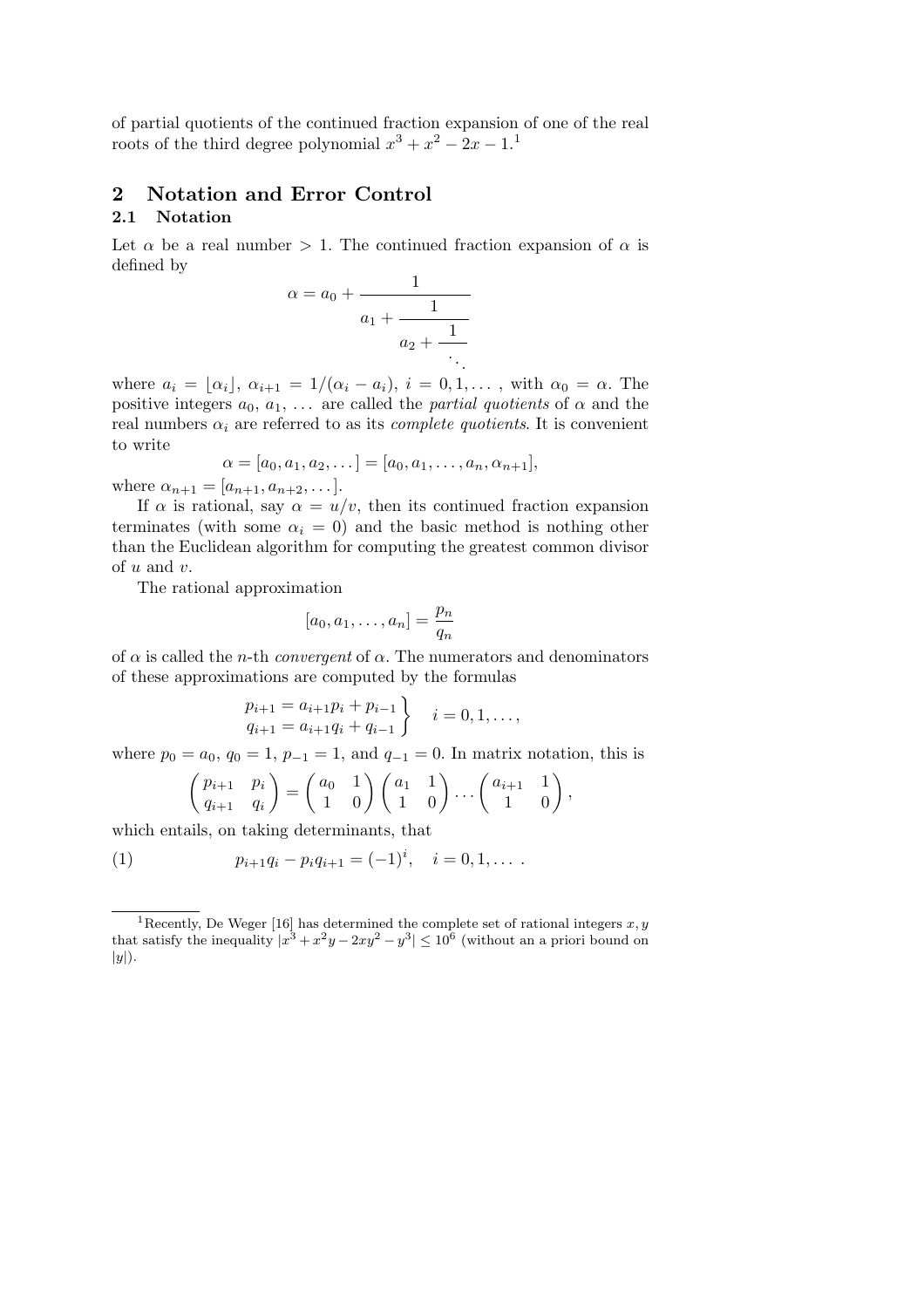of partial quotients of the continued fraction expansion of one of the real roots of the third degree polynomial $x^3 + x^2 - 2x - 1$.[1]

## 2 Notation and Error Control

### 2.1 Notation

Let $\alpha$ be a real number $> 1$. The continued fraction expansion of $\alpha$ is defined by

$$\alpha = a_0 + \cfrac{1}{a_1 + \cfrac{1}{a_2 + \cfrac{1}{\ddots}}}$$

where $a_i = \lfloor \alpha_i \rfloor$, $\alpha_{i+1} = 1/(\alpha_i - a_i)$, $i = 0, 1, \dots$, with $\alpha_0 = \alpha$. The positive integers $a_0$, $a_1$, ... are called the *partial quotients* of $\alpha$ and the real numbers $\alpha_i$ are referred to as its *complete quotients*. It is convenient to write

$$\alpha = [a_0, a_1, a_2, \dots] = [a_0, a_1, \dots, a_n, \alpha_{n+1}],$$

where $\alpha_{n+1} = [a_{n+1}, a_{n+2}, \dots]$.

If $\alpha$ is rational, say $\alpha = u/v$, then its continued fraction expansion terminates (with some $\alpha_i = 0$) and the basic method is nothing other than the Euclidean algorithm for computing the greatest common divisor of $u$ and $v$.

The rational approximation

$$[a_0, a_1, \dots, a_n] = \frac{p_n}{q_n}$$

of $\alpha$ is called the $n$-th *convergent* of $\alpha$. The numerators and denominators of these approximations are computed by the formulas

$$\left.\begin{array}{l} p_{i+1} = a_{i+1} p_i + p_{i-1} \\ q_{i+1} = a_{i+1} q_i + q_{i-1} \end{array}\right\} \quad i = 0, 1, \dots,$$

where $p_0 = a_0$, $q_0 = 1$, $p_{-1} = 1$, and $q_{-1} = 0$. In matrix notation, this is

$$\begin{pmatrix} p_{i+1} & p_i \\ q_{i+1} & q_i \end{pmatrix} = \begin{pmatrix} a_0 & 1 \\ 1 & 0 \end{pmatrix} \begin{pmatrix} a_1 & 1 \\ 1 & 0 \end{pmatrix} \cdots \begin{pmatrix} a_{i+1} & 1 \\ 1 & 0 \end{pmatrix},$$

which entails, on taking determinants, that

$$p_{i+1} q_i - p_i q_{i+1} = (-1)^i, \quad i = 0, 1, \dots . \tag{1}$$

---

[1] Recently, De Weger [16] has determined the complete set of rational integers $x, y$ that satisfy the inequality $|x^3 + x^2 y - 2xy^2 - y^3| \leq 10^6$ (without an a priori bound on $|y|$).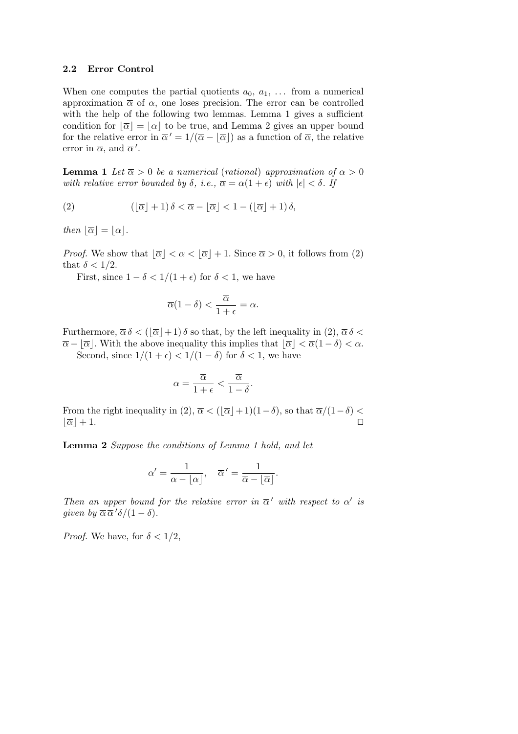### 2.2 Error Control

When one computes the partial quotients $a_0$, $a_1$, $\ldots$ from a numerical approximation $\overline{\alpha}$ of $\alpha$, one loses precision. The error can be controlled with the help of the following two lemmas. Lemma 1 gives a sufficient condition for $\lfloor\overline{\alpha}\rfloor = \lfloor\alpha\rfloor$ to be true, and Lemma 2 gives an upper bound for the relative error in $\overline{\alpha}\,' = 1/(\overline{\alpha} - \lfloor\overline{\alpha}\rfloor)$ as a function of $\overline{\alpha}$, the relative error in $\overline{\alpha}$, and $\overline{\alpha}\,'$.

**Lemma 1** *Let $\overline{\alpha} > 0$ be a numerical (rational) approximation of $\alpha > 0$ with relative error bounded by $\delta$, i.e., $\overline{\alpha} = \alpha(1+\epsilon)$ with $|\epsilon| < \delta$. If*

$$(2) \qquad (\lfloor\overline{\alpha}\rfloor + 1)\,\delta < \overline{\alpha} - \lfloor\overline{\alpha}\rfloor < 1 - (\lfloor\overline{\alpha}\rfloor + 1)\,\delta,$$

*then $\lfloor\overline{\alpha}\rfloor = \lfloor\alpha\rfloor$.*

*Proof.* We show that $\lfloor\overline{\alpha}\rfloor < \alpha < \lfloor\overline{\alpha}\rfloor + 1$. Since $\overline{\alpha} > 0$, it follows from (2) that $\delta < 1/2$.

First, since $1 - \delta < 1/(1+\epsilon)$ for $\delta < 1$, we have

$$\overline{\alpha}(1-\delta) < \frac{\overline{\alpha}}{1+\epsilon} = \alpha.$$

Furthermore, $\overline{\alpha}\,\delta < (\lfloor\overline{\alpha}\rfloor + 1)\,\delta$ so that, by the left inequality in (2), $\overline{\alpha}\,\delta < \overline{\alpha} - \lfloor\overline{\alpha}\rfloor$. With the above inequality this implies that $\lfloor\overline{\alpha}\rfloor < \overline{\alpha}(1-\delta) < \alpha$.

Second, since $1/(1+\epsilon) < 1/(1-\delta)$ for $\delta < 1$, we have

$$\alpha = \frac{\overline{\alpha}}{1+\epsilon} < \frac{\overline{\alpha}}{1-\delta}.$$

From the right inequality in (2), $\overline{\alpha} < (\lfloor\overline{\alpha}\rfloor + 1)(1-\delta)$, so that $\overline{\alpha}/(1-\delta) < \lfloor\overline{\alpha}\rfloor + 1$. □

**Lemma 2** *Suppose the conditions of Lemma 1 hold, and let*

$$\alpha' = \frac{1}{\alpha - \lfloor\alpha\rfloor}, \quad \overline{\alpha}\,' = \frac{1}{\overline{\alpha} - \lfloor\overline{\alpha}\rfloor}.$$

*Then an upper bound for the relative error in $\overline{\alpha}\,'$ with respect to $\alpha'$ is given by $\overline{\alpha}\,\overline{\alpha}\,'\delta/(1-\delta)$.*

*Proof.* We have, for $\delta < 1/2$,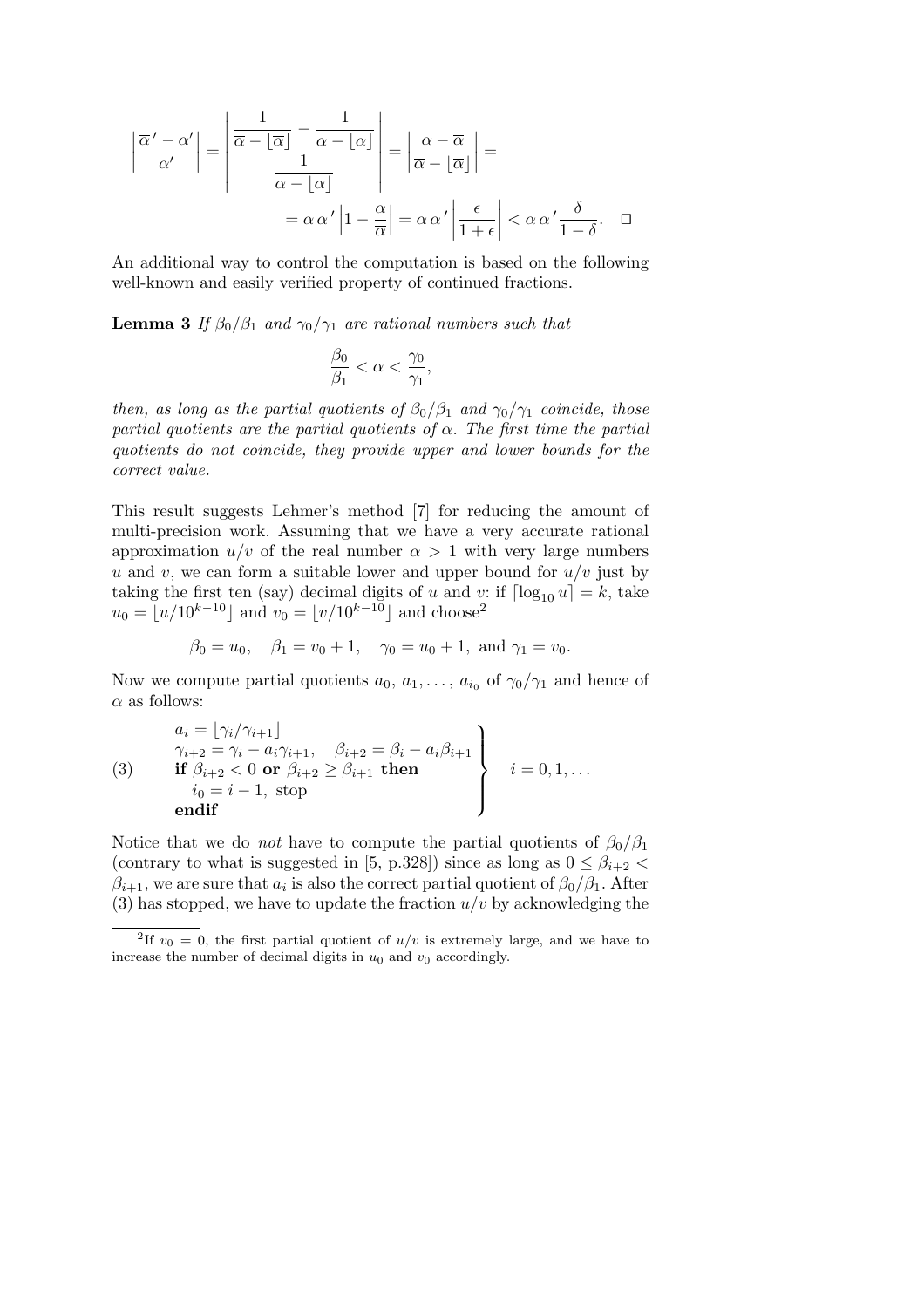$$\left|\frac{\overline{\alpha}\,' - \alpha'}{\alpha'}\right| = \left|\frac{\dfrac{1}{\overline{\alpha} - \lfloor\overline{\alpha}\rfloor} - \dfrac{1}{\alpha - \lfloor\alpha\rfloor}}{\dfrac{1}{\alpha - \lfloor\alpha\rfloor}}\right| = \left|\frac{\alpha - \overline{\alpha}}{\overline{\alpha} - \lfloor\overline{\alpha}\rfloor}\right| =$$

$$= \overline{\alpha}\,\overline{\alpha}\,'\left|1 - \frac{\alpha}{\overline{\alpha}}\right| = \overline{\alpha}\,\overline{\alpha}\,'\left|\frac{\epsilon}{1+\epsilon}\right| < \overline{\alpha}\,\overline{\alpha}\,'\frac{\delta}{1-\delta}. \quad \square$$

An additional way to control the computation is based on the following well-known and easily verified property of continued fractions.

**Lemma 3** *If $\beta_0/\beta_1$ and $\gamma_0/\gamma_1$ are rational numbers such that*

$$\frac{\beta_0}{\beta_1} < \alpha < \frac{\gamma_0}{\gamma_1},$$

*then, as long as the partial quotients of $\beta_0/\beta_1$ and $\gamma_0/\gamma_1$ coincide, those partial quotients are the partial quotients of $\alpha$. The first time the partial quotients do not coincide, they provide upper and lower bounds for the correct value.*

This result suggests Lehmer's method [7] for reducing the amount of multi-precision work. Assuming that we have a very accurate rational approximation $u/v$ of the real number $\alpha > 1$ with very large numbers $u$ and $v$, we can form a suitable lower and upper bound for $u/v$ just by taking the first ten (say) decimal digits of $u$ and $v$: if $\lceil \log_{10} u \rceil = k$, take $u_0 = \lfloor u/10^{k-10} \rfloor$ and $v_0 = \lfloor v/10^{k-10} \rfloor$ and choose[2]

$$\beta_0 = u_0, \quad \beta_1 = v_0 + 1, \quad \gamma_0 = u_0 + 1, \text{ and } \gamma_1 = v_0.$$

Now we compute partial quotients $a_0, a_1, \ldots, a_{i_0}$ of $\gamma_0/\gamma_1$ and hence of $\alpha$ as follows:

$$(3) \qquad \left.\begin{array}{l} a_i = \lfloor \gamma_i/\gamma_{i+1} \rfloor \\ \gamma_{i+2} = \gamma_i - a_i\gamma_{i+1}, \quad \beta_{i+2} = \beta_i - a_i\beta_{i+1} \\ \textbf{if } \beta_{i+2} < 0 \textbf{ or } \beta_{i+2} \geq \beta_{i+1} \textbf{ then} \\ \quad i_0 = i - 1, \text{ stop} \\ \textbf{endif} \end{array}\right\} \quad i = 0, 1, \ldots$$

Notice that we do *not* have to compute the partial quotients of $\beta_0/\beta_1$ (contrary to what is suggested in [5, p.328]) since as long as $0 \leq \beta_{i+2} < \beta_{i+1}$, we are sure that $a_i$ is also the correct partial quotient of $\beta_0/\beta_1$. After (3) has stopped, we have to update the fraction $u/v$ by acknowledging the

[2] If $v_0 = 0$, the first partial quotient of $u/v$ is extremely large, and we have to increase the number of decimal digits in $u_0$ and $v_0$ accordingly.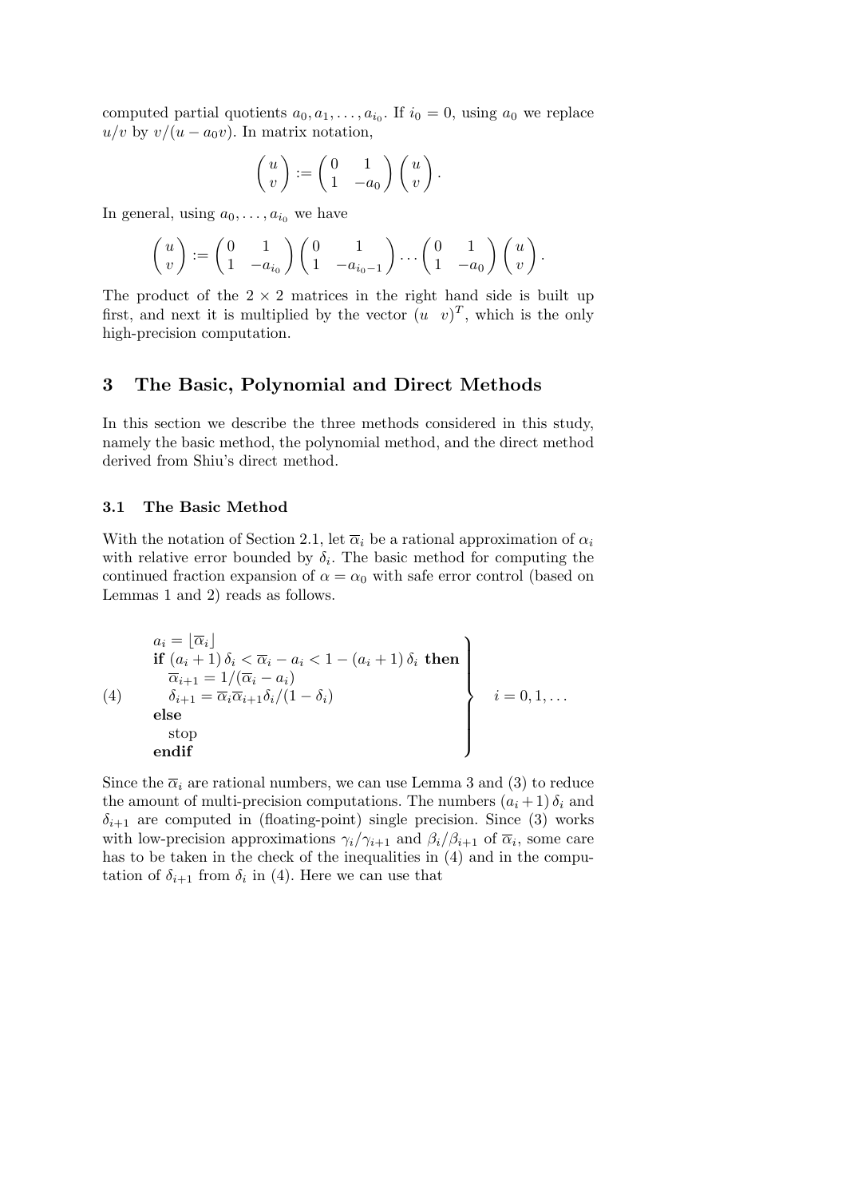computed partial quotients $a_0, a_1, \ldots, a_{i_0}$. If $i_0 = 0$, using $a_0$ we replace $u/v$ by $v/(u - a_0 v)$. In matrix notation,

$$\begin{pmatrix} u \\ v \end{pmatrix} := \begin{pmatrix} 0 & 1 \\ 1 & -a_0 \end{pmatrix} \begin{pmatrix} u \\ v \end{pmatrix}.$$

In general, using $a_0, \ldots, a_{i_0}$ we have

$$\begin{pmatrix} u \\ v \end{pmatrix} := \begin{pmatrix} 0 & 1 \\ 1 & -a_{i_0} \end{pmatrix} \begin{pmatrix} 0 & 1 \\ 1 & -a_{i_0-1} \end{pmatrix} \cdots \begin{pmatrix} 0 & 1 \\ 1 & -a_0 \end{pmatrix} \begin{pmatrix} u \\ v \end{pmatrix}.$$

The product of the $2 \times 2$ matrices in the right hand side is built up first, and next it is multiplied by the vector $(u \;\; v)^T$, which is the only high-precision computation.

## 3 The Basic, Polynomial and Direct Methods

In this section we describe the three methods considered in this study, namely the basic method, the polynomial method, and the direct method derived from Shiu's direct method.

### 3.1 The Basic Method

With the notation of Section 2.1, let $\overline{\alpha}_i$ be a rational approximation of $\alpha_i$ with relative error bounded by $\delta_i$. The basic method for computing the continued fraction expansion of $\alpha = \alpha_0$ with safe error control (based on Lemmas 1 and 2) reads as follows.

$$(4) \qquad \left.\begin{array}{l} a_i = \lfloor \overline{\alpha}_i \rfloor \\ \textbf{if } (a_i + 1)\,\delta_i < \overline{\alpha}_i - a_i < 1 - (a_i + 1)\,\delta_i \textbf{ then} \\ \quad \overline{\alpha}_{i+1} = 1/(\overline{\alpha}_i - a_i) \\ \quad \delta_{i+1} = \overline{\alpha}_i \overline{\alpha}_{i+1} \delta_i / (1 - \delta_i) \\ \textbf{else} \\ \quad \text{stop} \\ \textbf{endif} \end{array}\right\} \quad i = 0, 1, \ldots$$

Since the $\overline{\alpha}_i$ are rational numbers, we can use Lemma 3 and (3) to reduce the amount of multi-precision computations. The numbers $(a_i + 1)\,\delta_i$ and $\delta_{i+1}$ are computed in (floating-point) single precision. Since (3) works with low-precision approximations $\gamma_i/\gamma_{i+1}$ and $\beta_i/\beta_{i+1}$ of $\overline{\alpha}_i$, some care has to be taken in the check of the inequalities in (4) and in the computation of $\delta_{i+1}$ from $\delta_i$ in (4). Here we can use that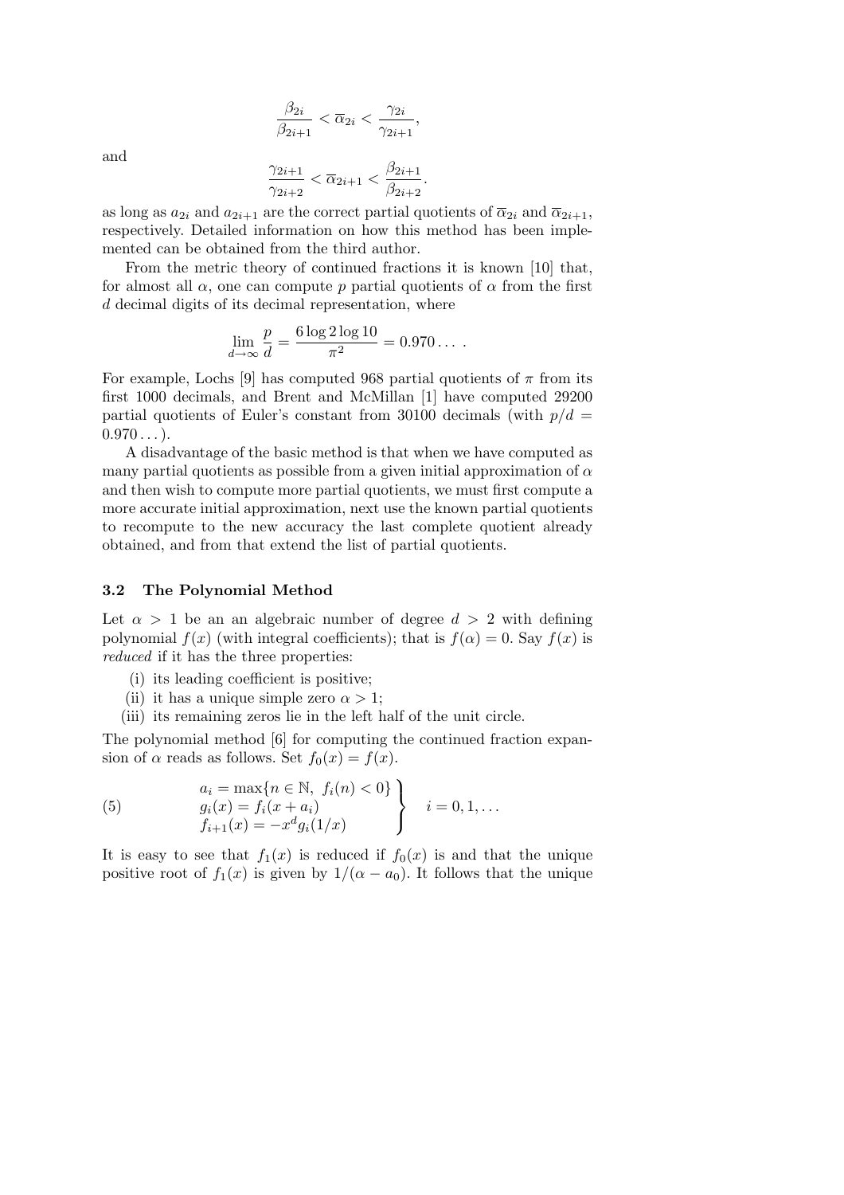$$\frac{\beta_{2i}}{\beta_{2i+1}} < \overline{\alpha}_{2i} < \frac{\gamma_{2i}}{\gamma_{2i+1}},$$

and

$$\frac{\gamma_{2i+1}}{\gamma_{2i+2}} < \overline{\alpha}_{2i+1} < \frac{\beta_{2i+1}}{\beta_{2i+2}}.$$

as long as $a_{2i}$ and $a_{2i+1}$ are the correct partial quotients of $\overline{\alpha}_{2i}$ and $\overline{\alpha}_{2i+1}$, respectively. Detailed information on how this method has been implemented can be obtained from the third author.

From the metric theory of continued fractions it is known [10] that, for almost all $\alpha$, one can compute $p$ partial quotients of $\alpha$ from the first $d$ decimal digits of its decimal representation, where

$$\lim_{d\to\infty} \frac{p}{d} = \frac{6 \log 2 \log 10}{\pi^2} = 0.970\ldots\ .$$

For example, Lochs [9] has computed 968 partial quotients of $\pi$ from its first 1000 decimals, and Brent and McMillan [1] have computed 29200 partial quotients of Euler's constant from 30100 decimals (with $p/d = 0.970\ldots$).

A disadvantage of the basic method is that when we have computed as many partial quotients as possible from a given initial approximation of $\alpha$ and then wish to compute more partial quotients, we must first compute a more accurate initial approximation, next use the known partial quotients to recompute to the new accuracy the last complete quotient already obtained, and from that extend the list of partial quotients.

### 3.2 The Polynomial Method

Let $\alpha > 1$ be an an algebraic number of degree $d > 2$ with defining polynomial $f(x)$ (with integral coefficients); that is $f(\alpha) = 0$. Say $f(x)$ is *reduced* if it has the three properties:

(i) its leading coefficient is positive;

(ii) it has a unique simple zero $\alpha > 1$;

(iii) its remaining zeros lie in the left half of the unit circle.

The polynomial method [6] for computing the continued fraction expansion of $\alpha$ reads as follows. Set $f_0(x) = f(x)$.

$$\left.\begin{array}{l} a_i = \max\{n \in \mathbb{N},\ f_i(n) < 0\} \\ g_i(x) = f_i(x + a_i) \\ f_{i+1}(x) = -x^d g_i(1/x) \end{array}\right\} \quad i = 0, 1, \ldots \tag{5}$$

It is easy to see that $f_1(x)$ is reduced if $f_0(x)$ is and that the unique positive root of $f_1(x)$ is given by $1/(\alpha - a_0)$. It follows that the unique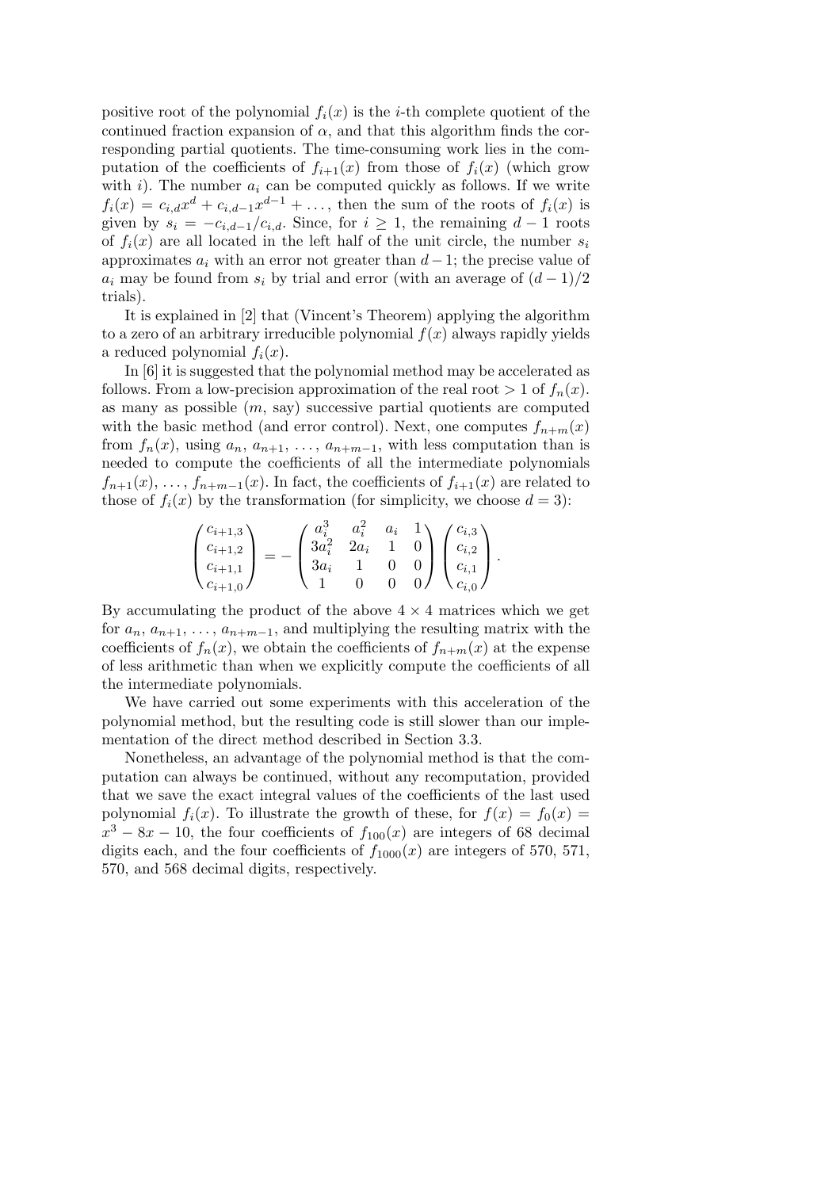positive root of the polynomial $f_i(x)$ is the $i$-th complete quotient of the continued fraction expansion of $\alpha$, and that this algorithm finds the corresponding partial quotients. The time-consuming work lies in the computation of the coefficients of $f_{i+1}(x)$ from those of $f_i(x)$ (which grow with $i$). The number $a_i$ can be computed quickly as follows. If we write $f_i(x) = c_{i,d}x^d + c_{i,d-1}x^{d-1} + \ldots$, then the sum of the roots of $f_i(x)$ is given by $s_i = -c_{i,d-1}/c_{i,d}$. Since, for $i \geq 1$, the remaining $d-1$ roots of $f_i(x)$ are all located in the left half of the unit circle, the number $s_i$ approximates $a_i$ with an error not greater than $d-1$; the precise value of $a_i$ may be found from $s_i$ by trial and error (with an average of $(d-1)/2$ trials).

It is explained in [2] that (Vincent's Theorem) applying the algorithm to a zero of an arbitrary irreducible polynomial $f(x)$ always rapidly yields a reduced polynomial $f_i(x)$.

In [6] it is suggested that the polynomial method may be accelerated as follows. From a low-precision approximation of the real root $> 1$ of $f_n(x)$. as many as possible ($m$, say) successive partial quotients are computed with the basic method (and error control). Next, one computes $f_{n+m}(x)$ from $f_n(x)$, using $a_n, a_{n+1}, \ldots, a_{n+m-1}$, with less computation than is needed to compute the coefficients of all the intermediate polynomials $f_{n+1}(x), \ldots, f_{n+m-1}(x)$. In fact, the coefficients of $f_{i+1}(x)$ are related to those of $f_i(x)$ by the transformation (for simplicity, we choose $d = 3$):

$$\begin{pmatrix} c_{i+1,3} \\ c_{i+1,2} \\ c_{i+1,1} \\ c_{i+1,0} \end{pmatrix} = - \begin{pmatrix} a_i^3 & a_i^2 & a_i & 1 \\ 3a_i^2 & 2a_i & 1 & 0 \\ 3a_i & 1 & 0 & 0 \\ 1 & 0 & 0 & 0 \end{pmatrix} \begin{pmatrix} c_{i,3} \\ c_{i,2} \\ c_{i,1} \\ c_{i,0} \end{pmatrix}.$$

By accumulating the product of the above $4 \times 4$ matrices which we get for $a_n, a_{n+1}, \ldots, a_{n+m-1}$, and multiplying the resulting matrix with the coefficients of $f_n(x)$, we obtain the coefficients of $f_{n+m}(x)$ at the expense of less arithmetic than when we explicitly compute the coefficients of all the intermediate polynomials.

We have carried out some experiments with this acceleration of the polynomial method, but the resulting code is still slower than our implementation of the direct method described in Section 3.3.

Nonetheless, an advantage of the polynomial method is that the computation can always be continued, without any recomputation, provided that we save the exact integral values of the coefficients of the last used polynomial $f_i(x)$. To illustrate the growth of these, for $f(x) = f_0(x) = x^3 - 8x - 10$, the four coefficients of $f_{100}(x)$ are integers of 68 decimal digits each, and the four coefficients of $f_{1000}(x)$ are integers of 570, 571, 570, and 568 decimal digits, respectively.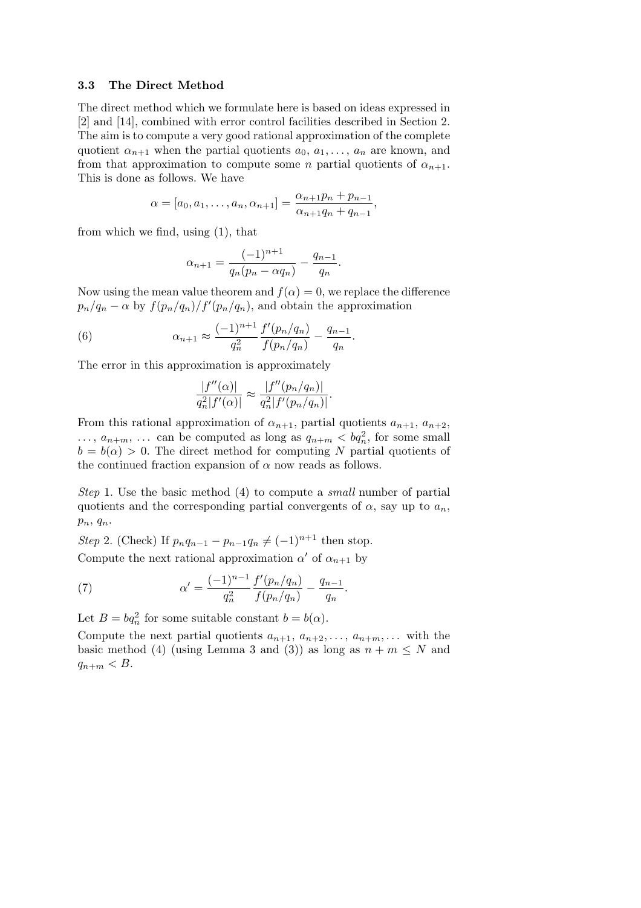### 3.3 The Direct Method

The direct method which we formulate here is based on ideas expressed in [2] and [14], combined with error control facilities described in Section 2. The aim is to compute a very good rational approximation of the complete quotient $\alpha_{n+1}$ when the partial quotients $a_0, a_1, \ldots, a_n$ are known, and from that approximation to compute some $n$ partial quotients of $\alpha_{n+1}$. This is done as follows. We have

$$\alpha = [a_0, a_1, \ldots, a_n, \alpha_{n+1}] = \frac{\alpha_{n+1}p_n + p_{n-1}}{\alpha_{n+1}q_n + q_{n-1}},$$

from which we find, using (1), that

$$\alpha_{n+1} = \frac{(-1)^{n+1}}{q_n(p_n - \alpha q_n)} - \frac{q_{n-1}}{q_n}.$$

Now using the mean value theorem and $f(\alpha) = 0$, we replace the difference $p_n/q_n - \alpha$ by $f(p_n/q_n)/f'(p_n/q_n)$, and obtain the approximation

$$\alpha_{n+1} \approx \frac{(-1)^{n+1}}{q_n^2} \frac{f'(p_n/q_n)}{f(p_n/q_n)} - \frac{q_{n-1}}{q_n}. \tag{6}$$

The error in this approximation is approximately

$$\frac{|f''(\alpha)|}{q_n^2 |f'(\alpha)|} \approx \frac{|f''(p_n/q_n)|}{q_n^2 |f'(p_n/q_n)|}.$$

From this rational approximation of $\alpha_{n+1}$, partial quotients $a_{n+1}$, $a_{n+2}$, $\ldots$, $a_{n+m}$, $\ldots$ can be computed as long as $q_{n+m} < bq_n^2$, for some small $b = b(\alpha) > 0$. The direct method for computing $N$ partial quotients of the continued fraction expansion of $\alpha$ now reads as follows.

*Step* 1. Use the basic method (4) to compute a *small* number of partial quotients and the corresponding partial convergents of $\alpha$, say up to $a_n$, $p_n$, $q_n$.

*Step* 2. (Check) If $p_n q_{n-1} - p_{n-1} q_n \neq (-1)^{n+1}$ then stop.
Compute the next rational approximation $\alpha'$ of $\alpha_{n+1}$ by

$$\alpha' = \frac{(-1)^{n-1}}{q_n^2} \frac{f'(p_n/q_n)}{f(p_n/q_n)} - \frac{q_{n-1}}{q_n}. \tag{7}$$

Let $B = bq_n^2$ for some suitable constant $b = b(\alpha)$.
Compute the next partial quotients $a_{n+1}, a_{n+2}, \ldots, a_{n+m}, \ldots$ with the basic method (4) (using Lemma 3 and (3)) as long as $n + m \leq N$ and $q_{n+m} < B$.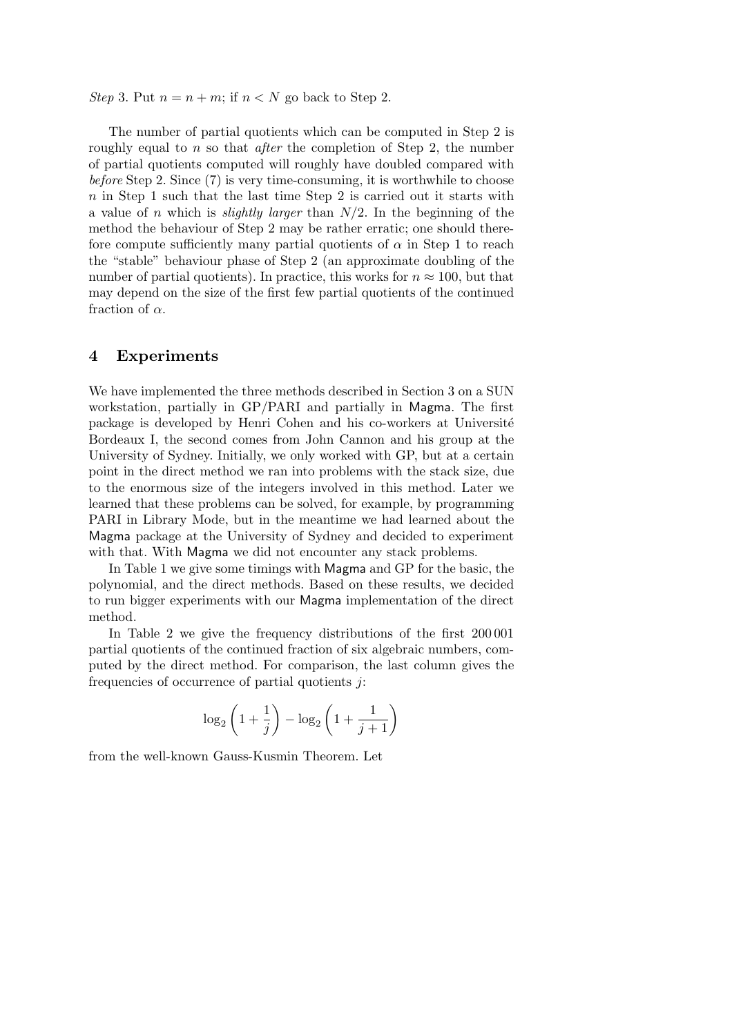*Step* 3. Put $n = n + m$; if $n < N$ go back to Step 2.

The number of partial quotients which can be computed in Step 2 is roughly equal to $n$ so that *after* the completion of Step 2, the number of partial quotients computed will roughly have doubled compared with *before* Step 2. Since (7) is very time-consuming, it is worthwhile to choose $n$ in Step 1 such that the last time Step 2 is carried out it starts with a value of $n$ which is *slightly larger* than $N/2$. In the beginning of the method the behaviour of Step 2 may be rather erratic; one should therefore compute sufficiently many partial quotients of $\alpha$ in Step 1 to reach the "stable" behaviour phase of Step 2 (an approximate doubling of the number of partial quotients). In practice, this works for $n \approx 100$, but that may depend on the size of the first few partial quotients of the continued fraction of $\alpha$.

## 4 Experiments

We have implemented the three methods described in Section 3 on a SUN workstation, partially in GP/PARI and partially in Magma. The first package is developed by Henri Cohen and his co-workers at Université Bordeaux I, the second comes from John Cannon and his group at the University of Sydney. Initially, we only worked with GP, but at a certain point in the direct method we ran into problems with the stack size, due to the enormous size of the integers involved in this method. Later we learned that these problems can be solved, for example, by programming PARI in Library Mode, but in the meantime we had learned about the Magma package at the University of Sydney and decided to experiment with that. With Magma we did not encounter any stack problems.

In Table 1 we give some timings with Magma and GP for the basic, the polynomial, and the direct methods. Based on these results, we decided to run bigger experiments with our Magma implementation of the direct method.

In Table 2 we give the frequency distributions of the first 200 001 partial quotients of the continued fraction of six algebraic numbers, computed by the direct method. For comparison, the last column gives the frequencies of occurrence of partial quotients $j$:

$$\log_2\left(1 + \frac{1}{j}\right) - \log_2\left(1 + \frac{1}{j+1}\right)$$

from the well-known Gauss-Kusmin Theorem. Let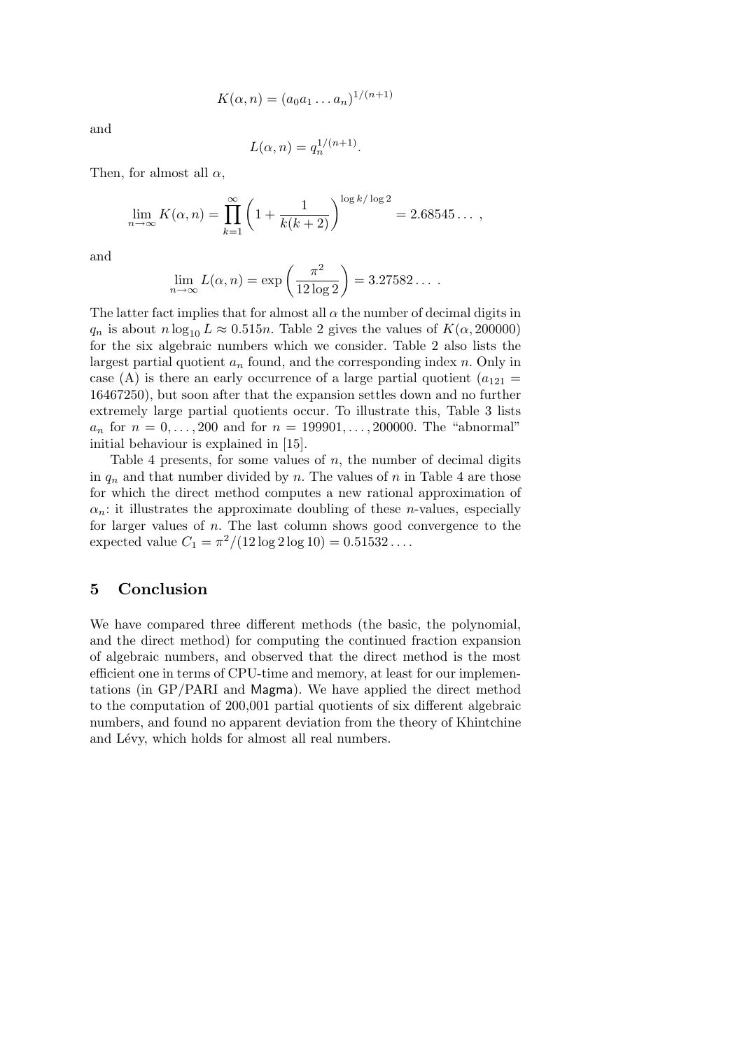$$K(\alpha, n) = (a_0 a_1 \dots a_n)^{1/(n+1)}$$

and

$$L(\alpha, n) = q_n^{1/(n+1)}.$$

Then, for almost all $\alpha$,

$$\lim_{n\to\infty} K(\alpha, n) = \prod_{k=1}^{\infty} \left(1 + \frac{1}{k(k+2)}\right)^{\log k/\log 2} = 2.68545\dots ,$$

and

$$\lim_{n\to\infty} L(\alpha, n) = \exp\left(\frac{\pi^2}{12\log 2}\right) = 3.27582\dots .$$

The latter fact implies that for almost all $\alpha$ the number of decimal digits in $q_n$ is about $n \log_{10} L \approx 0.515n$. Table 2 gives the values of $K(\alpha, 200000)$ for the six algebraic numbers which we consider. Table 2 also lists the largest partial quotient $a_n$ found, and the corresponding index $n$. Only in case (A) is there an early occurrence of a large partial quotient ($a_{121} = 16467250$), but soon after that the expansion settles down and no further extremely large partial quotients occur. To illustrate this, Table 3 lists $a_n$ for $n = 0, \dots, 200$ and for $n = 199901, \dots, 200000$. The "abnormal" initial behaviour is explained in [15].

Table 4 presents, for some values of $n$, the number of decimal digits in $q_n$ and that number divided by $n$. The values of $n$ in Table 4 are those for which the direct method computes a new rational approximation of $\alpha_n$: it illustrates the approximate doubling of these $n$-values, especially for larger values of $n$. The last column shows good convergence to the expected value $C_1 = \pi^2/(12\log 2 \log 10) = 0.51532\dots$.

## 5 Conclusion

We have compared three different methods (the basic, the polynomial, and the direct method) for computing the continued fraction expansion of algebraic numbers, and observed that the direct method is the most efficient one in terms of CPU-time and memory, at least for our implementations (in GP/PARI and Magma). We have applied the direct method to the computation of 200,001 partial quotients of six different algebraic numbers, and found no apparent deviation from the theory of Khintchine and Lévy, which holds for almost all real numbers.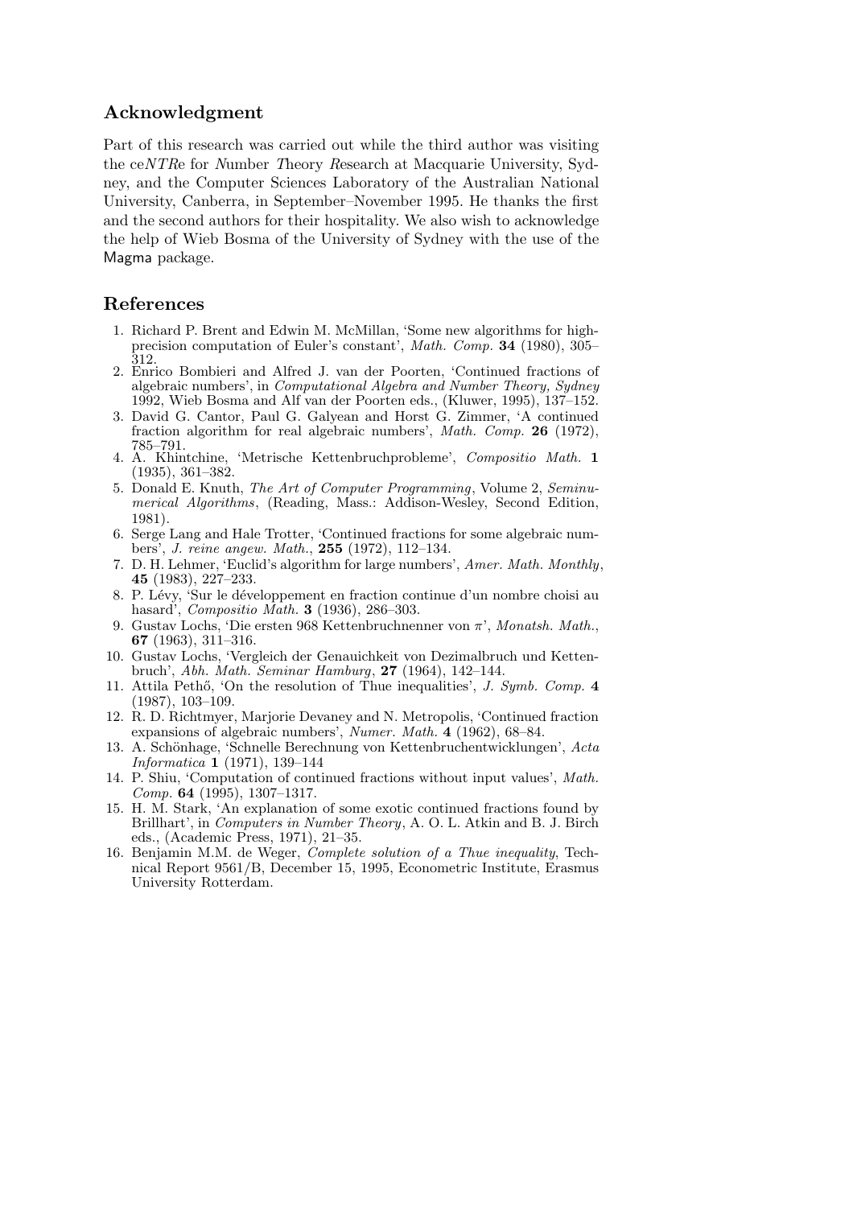## Acknowledgment

Part of this research was carried out while the third author was visiting the ce*NTR*e for *N*umber *T*heory *R*esearch at Macquarie University, Sydney, and the Computer Sciences Laboratory of the Australian National University, Canberra, in September–November 1995. He thanks the first and the second authors for their hospitality. We also wish to acknowledge the help of Wieb Bosma of the University of Sydney with the use of the Magma package.

## References

1. Richard P. Brent and Edwin M. McMillan, 'Some new algorithms for high-precision computation of Euler's constant', *Math. Comp.* **34** (1980), 305–312.
2. Enrico Bombieri and Alfred J. van der Poorten, 'Continued fractions of algebraic numbers', in *Computational Algebra and Number Theory, Sydney* 1992, Wieb Bosma and Alf van der Poorten eds., (Kluwer, 1995), 137–152.
3. David G. Cantor, Paul G. Galyean and Horst G. Zimmer, 'A continued fraction algorithm for real algebraic numbers', *Math. Comp.* **26** (1972), 785–791.
4. A. Khintchine, 'Metrische Kettenbruchprobleme', *Compositio Math.* **1** (1935), 361–382.
5. Donald E. Knuth, *The Art of Computer Programming*, Volume 2, *Seminumerical Algorithms*, (Reading, Mass.: Addison-Wesley, Second Edition, 1981).
6. Serge Lang and Hale Trotter, 'Continued fractions for some algebraic numbers', *J. reine angew. Math.*, **255** (1972), 112–134.
7. D. H. Lehmer, 'Euclid's algorithm for large numbers', *Amer. Math. Monthly*, **45** (1983), 227–233.
8. P. Lévy, 'Sur le développement en fraction continue d'un nombre choisi au hasard', *Compositio Math.* **3** (1936), 286–303.
9. Gustav Lochs, 'Die ersten 968 Kettenbruchnenner von $\pi$', *Monatsh. Math.*, **67** (1963), 311–316.
10. Gustav Lochs, 'Vergleich der Genauichkeit von Dezimalbruch und Kettenbruch', *Abh. Math. Seminar Hamburg*, **27** (1964), 142–144.
11. Attila Pethő, 'On the resolution of Thue inequalities', *J. Symb. Comp.* **4** (1987), 103–109.
12. R. D. Richtmyer, Marjorie Devaney and N. Metropolis, 'Continued fraction expansions of algebraic numbers', *Numer. Math.* **4** (1962), 68–84.
13. A. Schönhage, 'Schnelle Berechnung von Kettenbruchentwicklungen', *Acta Informatica* **1** (1971), 139–144
14. P. Shiu, 'Computation of continued fractions without input values', *Math. Comp.* **64** (1995), 1307–1317.
15. H. M. Stark, 'An explanation of some exotic continued fractions found by Brillhart', in *Computers in Number Theory*, A. O. L. Atkin and B. J. Birch eds., (Academic Press, 1971), 21–35.
16. Benjamin M.M. de Weger, *Complete solution of a Thue inequality*, Technical Report 9561/B, December 15, 1995, Econometric Institute, Erasmus University Rotterdam.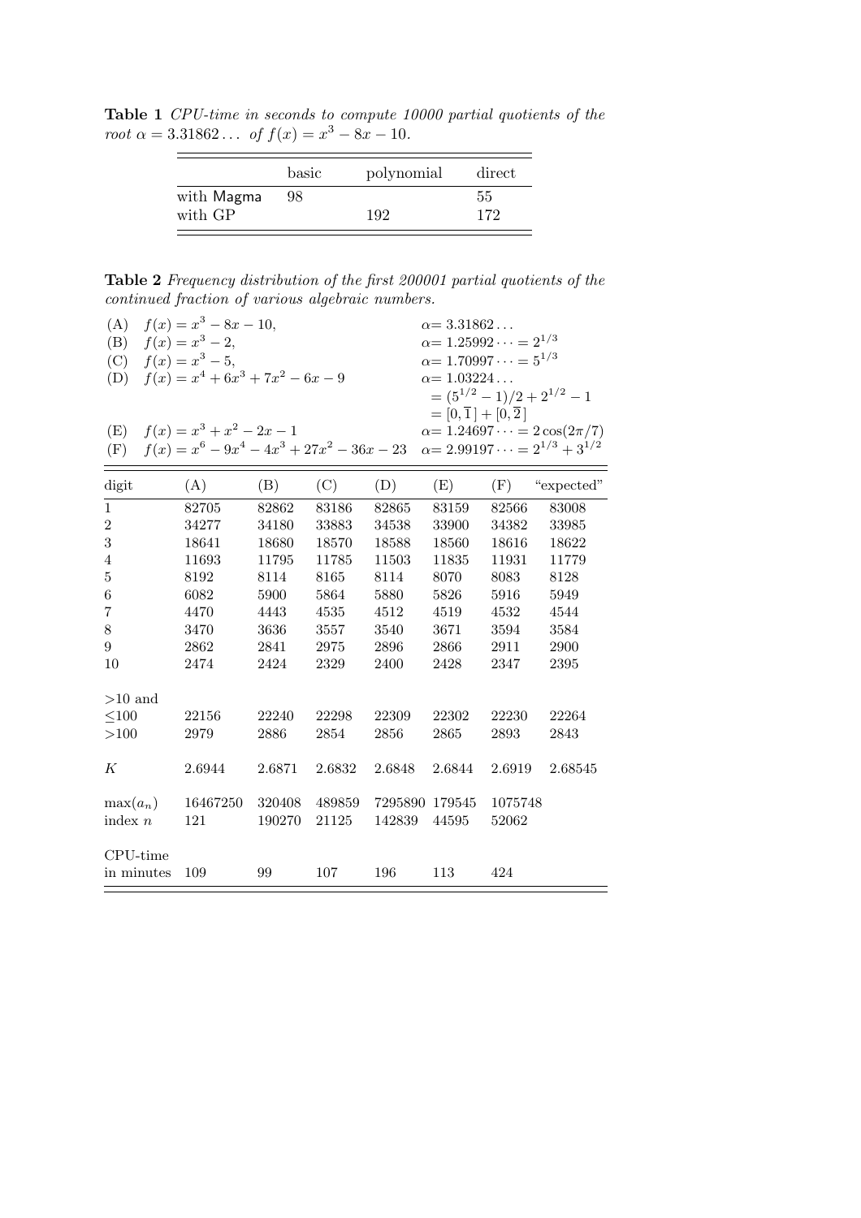**Table 1** *CPU-time in seconds to compute 10000 partial quotients of the root $\alpha = 3.31862\ldots$ of $f(x) = x^3 - 8x - 10$.*

| | basic | polynomial | direct |
|---|---|---|---|
| with Magma | 98 | | 55 |
| with GP | | 192 | 172 |

**Table 2** *Frequency distribution of the first 200001 partial quotients of the continued fraction of various algebraic numbers.*

(A) $f(x) = x^3 - 8x - 10$, $\alpha = 3.31862\ldots$

(B) $f(x) = x^3 - 2$, $\alpha = 1.25992\cdots = 2^{1/3}$

(C) $f(x) = x^3 - 5$, $\alpha = 1.70997\cdots = 5^{1/3}$

(D) $f(x) = x^4 + 6x^3 + 7x^2 - 6x - 9$ $\alpha = 1.03224\ldots = (5^{1/2} - 1)/2 + 2^{1/2} - 1 = [0, \overline{1}\,] + [0, \overline{2}\,]$

(E) $f(x) = x^3 + x^2 - 2x - 1$ $\alpha = 1.24697\cdots = 2\cos(2\pi/7)$

(F) $f(x) = x^6 - 9x^4 - 4x^3 + 27x^2 - 36x - 23$ $\alpha = 2.99197\cdots = 2^{1/3} + 3^{1/2}$

| digit | (A) | (B) | (C) | (D) | (E) | (F) | "expected" |
|---|---|---|---|---|---|---|---|
| 1 | 82705 | 82862 | 83186 | 82865 | 83159 | 82566 | 83008 |
| 2 | 34277 | 34180 | 33883 | 34538 | 33900 | 34382 | 33985 |
| 3 | 18641 | 18680 | 18570 | 18588 | 18560 | 18616 | 18622 |
| 4 | 11693 | 11795 | 11785 | 11503 | 11835 | 11931 | 11779 |
| 5 | 8192 | 8114 | 8165 | 8114 | 8070 | 8083 | 8128 |
| 6 | 6082 | 5900 | 5864 | 5880 | 5826 | 5916 | 5949 |
| 7 | 4470 | 4443 | 4535 | 4512 | 4519 | 4532 | 4544 |
| 8 | 3470 | 3636 | 3557 | 3540 | 3671 | 3594 | 3584 |
| 9 | 2862 | 2841 | 2975 | 2896 | 2866 | 2911 | 2900 |
| 10 | 2474 | 2424 | 2329 | 2400 | 2428 | 2347 | 2395 |
| >10 and ≤100 | 22156 | 22240 | 22298 | 22309 | 22302 | 22230 | 22264 |
| >100 | 2979 | 2886 | 2854 | 2856 | 2865 | 2893 | 2843 |
| $K$ | 2.6944 | 2.6871 | 2.6832 | 2.6848 | 2.6844 | 2.6919 | 2.68545 |
| $\max(a_n)$ | 16467250 | 320408 | 489859 | 7295890 | 179545 | 1075748 | |
| index $n$ | 121 | 190270 | 21125 | 142839 | 44595 | 52062 | |
| CPU-time in minutes | 109 | 99 | 107 | 196 | 113 | 424 | |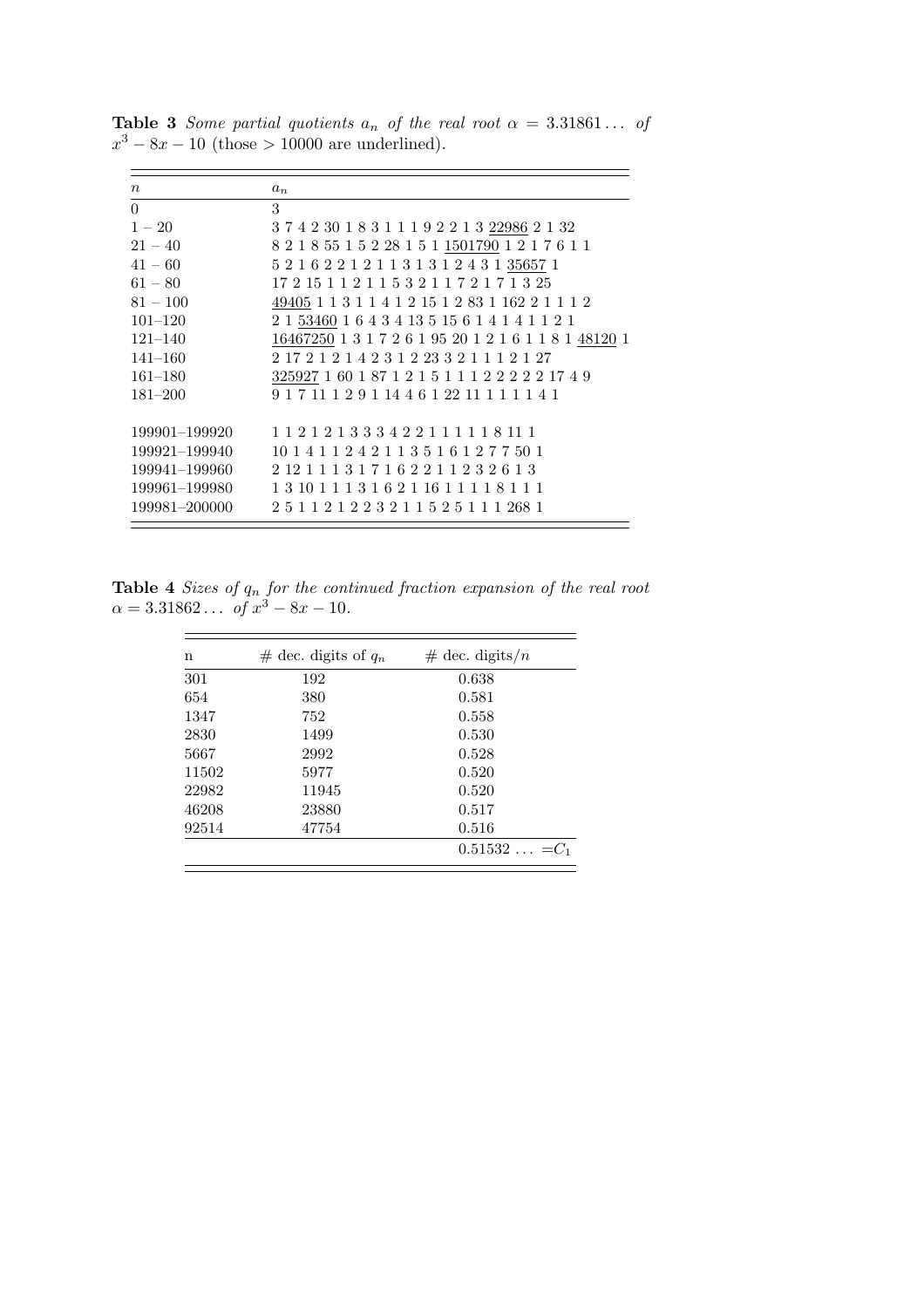**Table 3** *Some partial quotients $a_n$ of the real root $\alpha = 3.31861\ldots$ of $x^3 - 8x - 10$ (those $> 10000$ are underlined).*

| $n$ | $a_n$ |
|---|---|
| 0 | 3 |
| $1-20$ | 3 7 4 2 30 1 8 3 1 1 1 9 2 2 1 3 <u>22986</u> 2 1 32 |
| $21-40$ | 8 2 1 8 55 1 5 2 28 1 5 1 <u>1501790</u> 1 2 1 7 6 1 1 |
| $41-60$ | 5 2 1 6 2 2 1 2 1 1 3 1 3 1 2 4 3 1 <u>35657</u> 1 |
| $61-80$ | 17 2 15 1 1 2 1 1 5 3 2 1 1 7 2 1 7 1 3 25 |
| $81-100$ | <u>49405</u> 1 1 3 1 1 4 1 2 15 1 2 83 1 162 2 1 1 1 2 |
| 101–120 | 2 1 <u>53460</u> 1 6 4 3 4 13 5 15 6 1 4 1 4 1 1 2 1 |
| 121–140 | <u>16467250</u> 1 3 1 7 2 6 1 95 20 1 2 1 6 1 1 8 1 <u>48120</u> 1 |
| 141–160 | 2 17 2 1 2 1 4 2 3 1 2 23 3 2 1 1 1 2 1 27 |
| 161–180 | <u>325927</u> 1 60 1 87 1 2 1 5 1 1 1 2 2 2 2 2 17 4 9 |
| 181–200 | 9 1 7 11 1 2 9 1 14 4 6 1 22 11 1 1 1 1 4 1 |
| | |
| 199901–199920 | 1 1 2 1 2 1 3 3 3 4 2 2 1 1 1 1 1 8 11 1 |
| 199921–199940 | 10 1 4 1 1 2 4 2 1 1 3 5 1 6 1 2 7 7 50 1 |
| 199941–199960 | 2 12 1 1 1 3 1 7 1 6 2 2 1 1 2 3 2 6 1 3 |
| 199961–199980 | 1 3 10 1 1 1 3 1 6 2 1 16 1 1 1 1 8 1 1 1 |
| 199981–200000 | 2 5 1 1 2 1 2 2 3 2 1 1 5 2 5 1 1 1 268 1 |

**Table 4** *Sizes of $q_n$ for the continued fraction expansion of the real root $\alpha = 3.31862\ldots$ of $x^3 - 8x - 10$.*

| n | # dec. digits of $q_n$ | # dec. digits/$n$ |
|---|---|---|
| 301 | 192 | 0.638 |
| 654 | 380 | 0.581 |
| 1347 | 752 | 0.558 |
| 2830 | 1499 | 0.530 |
| 5667 | 2992 | 0.528 |
| 11502 | 5977 | 0.520 |
| 22982 | 11945 | 0.520 |
| 46208 | 23880 | 0.517 |
| 92514 | 47754 | 0.516 |
| | | $0.51532\ldots = C_1$ |